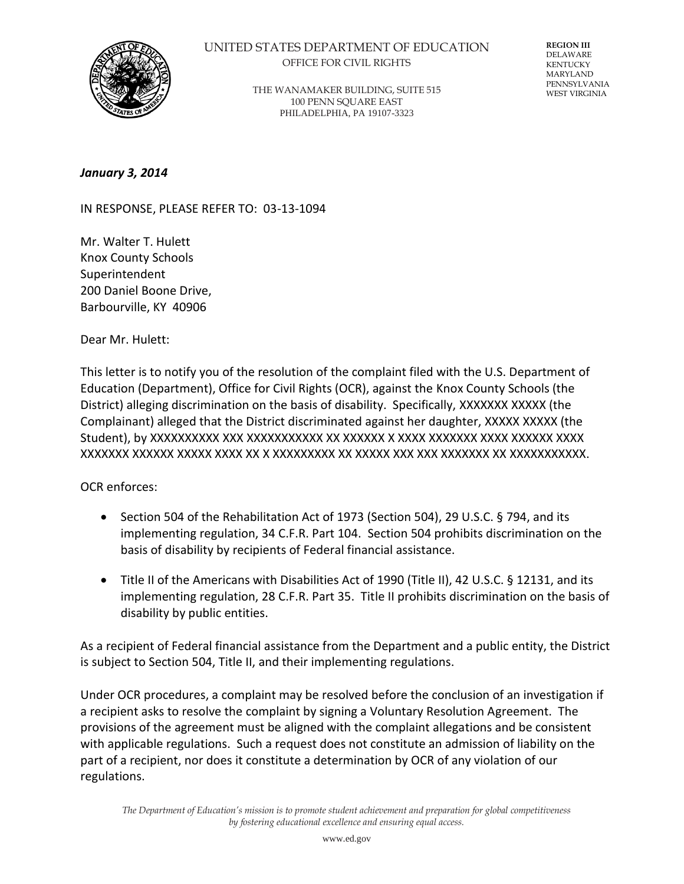UNITED STATES DEPARTMENT OF EDUCATION
OFFICE FOR CIVIL RIGHTS

THE WANAMAKER BUILDING, SUITE 515
100 PENN SQUARE EAST
PHILADELPHIA, PA 19107-3323

**REGION III**
DELAWARE
KENTUCKY
MARYLAND
PENNSYLVANIA
WEST VIRGINIA

***January 3, 2014***

IN RESPONSE, PLEASE REFER TO: 03-13-1094

Mr. Walter T. Hulett
Knox County Schools
Superintendent
200 Daniel Boone Drive,
Barbourville, KY 40906

Dear Mr. Hulett:

This letter is to notify you of the resolution of the complaint filed with the U.S. Department of Education (Department), Office for Civil Rights (OCR), against the Knox County Schools (the District) alleging discrimination on the basis of disability. Specifically, XXXXXXX XXXXX (the Complainant) alleged that the District discriminated against her daughter, XXXXX XXXXX (the Student), by XXXXXXXXXX XXX XXXXXXXXXXX XX XXXXXX X XXXX XXXXXXX XXXX XXXXXX XXXX XXXXXXX XXXXXX XXXXX XXXX XX X XXXXXXXXX XX XXXXX XXX XXX XXXXXXX XX XXXXXXXXXXX.

OCR enforces:

- Section 504 of the Rehabilitation Act of 1973 (Section 504), 29 U.S.C. § 794, and its implementing regulation, 34 C.F.R. Part 104. Section 504 prohibits discrimination on the basis of disability by recipients of Federal financial assistance.

- Title II of the Americans with Disabilities Act of 1990 (Title II), 42 U.S.C. § 12131, and its implementing regulation, 28 C.F.R. Part 35. Title II prohibits discrimination on the basis of disability by public entities.

As a recipient of Federal financial assistance from the Department and a public entity, the District is subject to Section 504, Title II, and their implementing regulations.

Under OCR procedures, a complaint may be resolved before the conclusion of an investigation if a recipient asks to resolve the complaint by signing a Voluntary Resolution Agreement. The provisions of the agreement must be aligned with the complaint allegations and be consistent with applicable regulations. Such a request does not constitute an admission of liability on the part of a recipient, nor does it constitute a determination by OCR of any violation of our regulations.

*The Department of Education's mission is to promote student achievement and preparation for global competitiveness by fostering educational excellence and ensuring equal access.*

www.ed.gov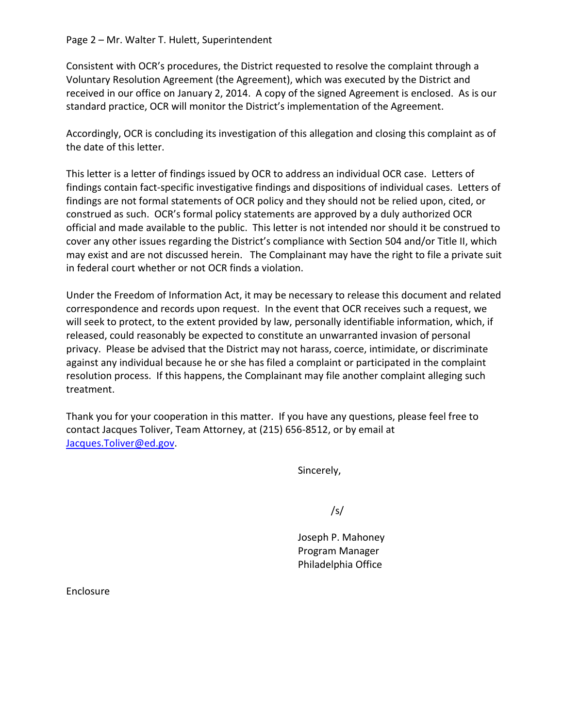Consistent with OCR's procedures, the District requested to resolve the complaint through a Voluntary Resolution Agreement (the Agreement), which was executed by the District and received in our office on January 2, 2014. A copy of the signed Agreement is enclosed. As is our standard practice, OCR will monitor the District's implementation of the Agreement.

Accordingly, OCR is concluding its investigation of this allegation and closing this complaint as of the date of this letter.

This letter is a letter of findings issued by OCR to address an individual OCR case. Letters of findings contain fact-specific investigative findings and dispositions of individual cases. Letters of findings are not formal statements of OCR policy and they should not be relied upon, cited, or construed as such. OCR's formal policy statements are approved by a duly authorized OCR official and made available to the public. This letter is not intended nor should it be construed to cover any other issues regarding the District's compliance with Section 504 and/or Title II, which may exist and are not discussed herein. The Complainant may have the right to file a private suit in federal court whether or not OCR finds a violation.

Under the Freedom of Information Act, it may be necessary to release this document and related correspondence and records upon request. In the event that OCR receives such a request, we will seek to protect, to the extent provided by law, personally identifiable information, which, if released, could reasonably be expected to constitute an unwarranted invasion of personal privacy. Please be advised that the District may not harass, coerce, intimidate, or discriminate against any individual because he or she has filed a complaint or participated in the complaint resolution process. If this happens, the Complainant may file another complaint alleging such treatment.

Thank you for your cooperation in this matter. If you have any questions, please feel free to contact Jacques Toliver, Team Attorney, at (215) 656-8512, or by email at [Jacques.Toliver@ed.gov](mailto:Jacques.Toliver@ed.gov).

Sincerely,

/s/

Joseph P. Mahoney
Program Manager
Philadelphia Office

Enclosure